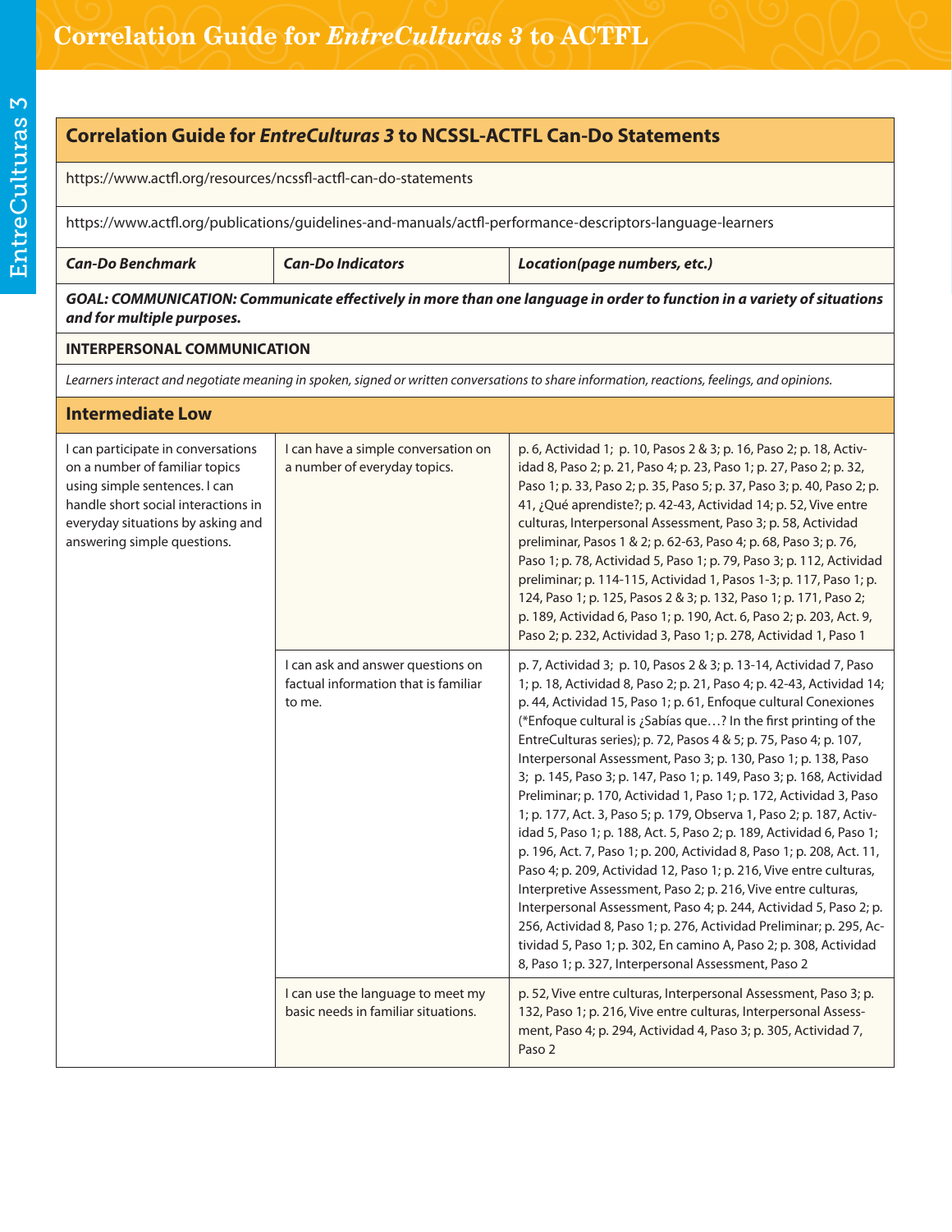# Correlation Guide for *EntreCulturas 3* to ACTFL

## Correlation Guide for *EntreCulturas 3* to NCSSL-ACTFL Can-Do Statements

https://www.actfl.org/resources/ncssfl-actfl-can-do-statements

https://www.actfl.org/publications/guidelines-and-manuals/actfl-performance-descriptors-language-learners

| *Can-Do Benchmark* | *Can-Do Indicators* | *Location(page numbers, etc.)* |
|---|---|---|
| ***GOAL: COMMUNICATION: Communicate effectively in more than one language in order to function in a variety of situations and for multiple purposes.*** | | |
| **INTERPERSONAL COMMUNICATION** | | |
| *Learners interact and negotiate meaning in spoken, signed or written conversations to share information, reactions, feelings, and opinions.* | | |
| **Intermediate Low** | | |
| I can participate in conversations on a number of familiar topics using simple sentences. I can handle short social interactions in everyday situations by asking and answering simple questions. | I can have a simple conversation on a number of everyday topics. | p. 6, Actividad 1; p. 10, Pasos 2 & 3; p. 16, Paso 2; p. 18, Actividad 8, Paso 2; p. 21, Paso 4; p. 23, Paso 1; p. 27, Paso 2; p. 32, Paso 1; p. 33, Paso 2; p. 35, Paso 5; p. 37, Paso 3; p. 40, Paso 2; p. 41, ¿Qué aprendiste?; p. 42-43, Actividad 14; p. 52, Vive entre culturas, Interpersonal Assessment, Paso 3; p. 58, Actividad preliminar, Pasos 1 & 2; p. 62-63, Paso 4; p. 68, Paso 3; p. 76, Paso 1; p. 78, Actividad 5, Paso 1; p. 79, Paso 3; p. 112, Actividad preliminar; p. 114-115, Actividad 1, Pasos 1-3; p. 117, Paso 1; p. 124, Paso 1; p. 125, Pasos 2 & 3; p. 132, Paso 1; p. 171, Paso 2; p. 189, Actividad 6, Paso 1; p. 190, Act. 6, Paso 2; p. 203, Act. 9, Paso 2; p. 232, Actividad 3, Paso 1; p. 278, Actividad 1, Paso 1 |
| | I can ask and answer questions on factual information that is familiar to me. | p. 7, Actividad 3; p. 10, Pasos 2 & 3; p. 13-14, Actividad 7, Paso 1; p. 18, Actividad 8, Paso 2; p. 21, Paso 4; p. 42-43, Actividad 14; p. 44, Actividad 15, Paso 1; p. 61, Enfoque cultural Conexiones (*Enfoque cultural is ¿Sabías que…? In the first printing of the EntreCulturas series); p. 72, Pasos 4 & 5; p. 75, Paso 4; p. 107, Interpersonal Assessment, Paso 3; p. 130, Paso 1; p. 138, Paso 3; p. 145, Paso 3; p. 147, Paso 1; p. 149, Paso 3; p. 168, Actividad Preliminar; p. 170, Actividad 1, Paso 1; p. 172, Actividad 3, Paso 1; p. 177, Act. 3, Paso 5; p. 179, Observa 1, Paso 2; p. 187, Actividad 5, Paso 1; p. 188, Act. 5, Paso 2; p. 189, Actividad 6, Paso 1; p. 196, Act. 7, Paso 1; p. 200, Actividad 8, Paso 1; p. 208, Act. 11, Paso 4; p. 209, Actividad 12, Paso 1; p. 216, Vive entre culturas, Interpretive Assessment, Paso 2; p. 216, Vive entre culturas, Interpersonal Assessment, Paso 4; p. 244, Actividad 5, Paso 2; p. 256, Actividad 8, Paso 1; p. 276, Actividad Preliminar; p. 295, Actividad 5, Paso 1; p. 302, En camino A, Paso 2; p. 308, Actividad 8, Paso 1; p. 327, Interpersonal Assessment, Paso 2 |
| | I can use the language to meet my basic needs in familiar situations. | p. 52, Vive entre culturas, Interpersonal Assessment, Paso 3; p. 132, Paso 1; p. 216, Vive entre culturas, Interpersonal Assessment, Paso 4; p. 294, Actividad 4, Paso 3; p. 305, Actividad 7, Paso 2 |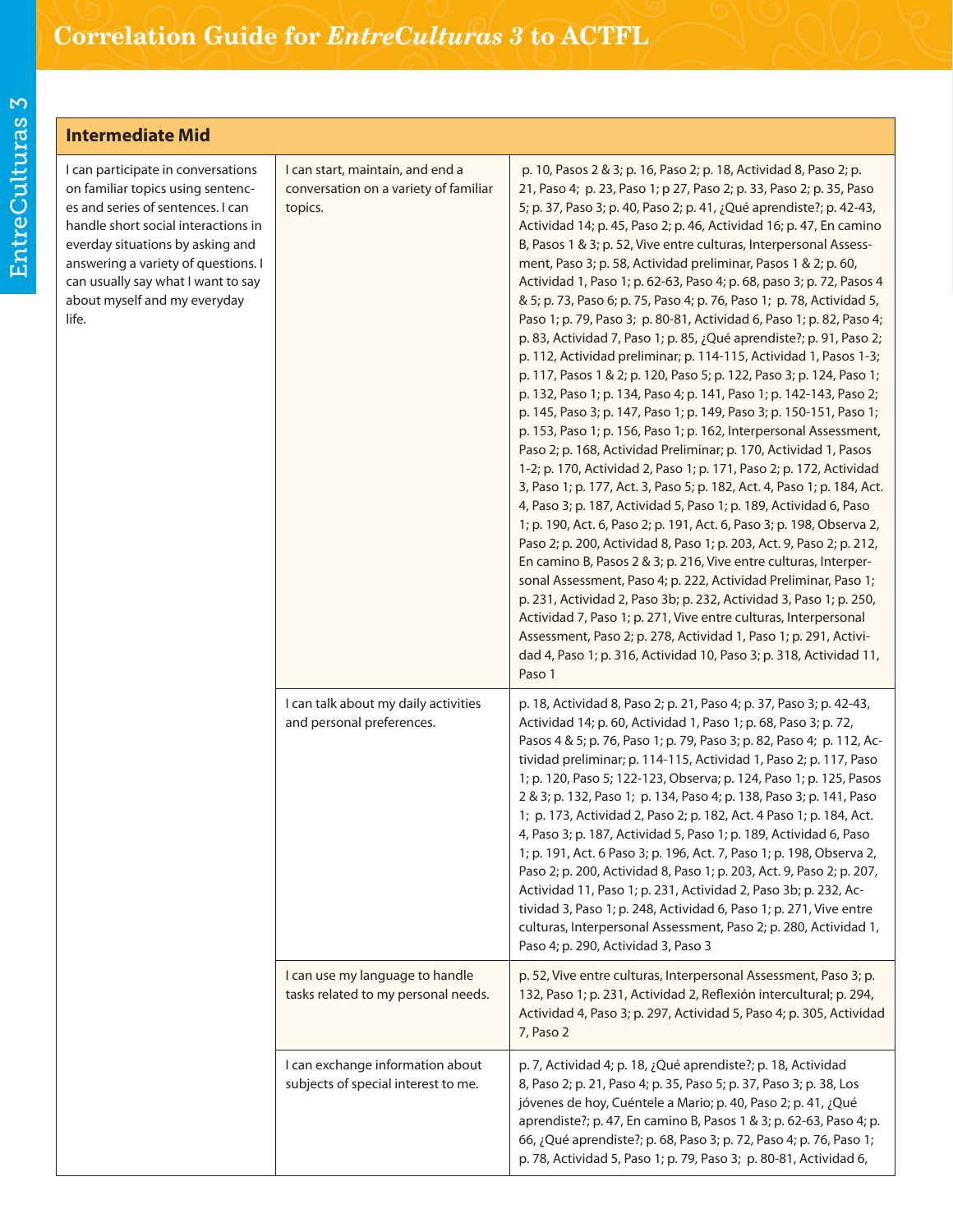# Correlation Guide for *EntreCulturas 3* to ACTFL

| Intermediate Mid | | |
|---|---|---|
| I can participate in conversations on familiar topics using sentences and series of sentences. I can handle short social interactions in everday situations by asking and answering a variety of questions. I can usually say what I want to say about myself and my everyday life. | I can start, maintain, and end a conversation on a variety of familiar topics. | p. 10, Pasos 2 & 3; p. 16, Paso 2; p. 18, Actividad 8, Paso 2; p. 21, Paso 4; p. 23, Paso 1; p 27, Paso 2; p. 33, Paso 2; p. 35, Paso 5; p. 37, Paso 3; p. 40, Paso 2; p. 41, ¿Qué aprendiste?; p. 42-43, Actividad 14; p. 45, Paso 2; p. 46, Actividad 16; p. 47, En camino B, Pasos 1 & 3; p. 52, Vive entre culturas, Interpersonal Assessment, Paso 3; p. 58, Actividad preliminar, Pasos 1 & 2; p. 60, Actividad 1, Paso 1; p. 62-63, Paso 4; p. 68, paso 3; p. 72, Pasos 4 & 5; p. 73, Paso 6; p. 75, Paso 4; p. 76, Paso 1; p. 78, Actividad 5, Paso 1; p. 79, Paso 3; p. 80-81, Actividad 6, Paso 1; p. 82, Paso 4; p. 83, Actividad 7, Paso 1; p. 85, ¿Qué aprendiste?; p. 91, Paso 2; p. 112, Actividad preliminar; p. 114-115, Actividad 1, Pasos 1-3; p. 117, Pasos 1 & 2; p. 120, Paso 5; p. 122, Paso 3; p. 124, Paso 1; p. 132, Paso 1; p. 134, Paso 4; p. 141, Paso 1; p. 142-143, Paso 2; p. 145, Paso 3; p. 147, Paso 1; p. 149, Paso 3; p. 150-151, Paso 1; p. 153, Paso 1; p. 156, Paso 1; p. 162, Interpersonal Assessment, Paso 2; p. 168, Actividad Preliminar; p. 170, Actividad 1, Pasos 1-2; p. 170, Actividad 2, Paso 1; p. 171, Paso 2; p. 172, Actividad 3, Paso 1; p. 177, Act. 3, Paso 5; p. 182, Act. 4, Paso 1; p. 184, Act. 4, Paso 3; p. 187, Actividad 5, Paso 1; p. 189, Actividad 6, Paso 1; p. 190, Act. 6, Paso 2; p. 191, Act. 6, Paso 3; p. 198, Observa 2, Paso 2; p. 200, Actividad 8, Paso 1; p. 203, Act. 9, Paso 2; p. 212, En camino B, Pasos 2 & 3; p. 216, Vive entre culturas, Interpersonal Assessment, Paso 4; p. 222, Actividad Preliminar, Paso 1; p. 231, Actividad 2, Paso 3b; p. 232, Actividad 3, Paso 1; p. 250, Actividad 7, Paso 1; p. 271, Vive entre culturas, Interpersonal Assessment, Paso 2; p. 278, Actividad 1, Paso 1; p. 291, Actividad 4, Paso 1; p. 316, Actividad 10, Paso 3; p. 318, Actividad 11, Paso 1 |
| | I can talk about my daily activities and personal preferences. | p. 18, Actividad 8, Paso 2; p. 21, Paso 4; p. 37, Paso 3; p. 42-43, Actividad 14; p. 60, Actividad 1, Paso 1; p. 68, Paso 3; p. 72, Pasos 4 & 5; p. 76, Paso 1; p. 79, Paso 3; p. 82, Paso 4; p. 112, Actividad preliminar; p. 114-115, Actividad 1, Paso 2; p. 117, Paso 1; p. 120, Paso 5; 122-123, Observa; p. 124, Paso 1; p. 125, Pasos 2 & 3; p. 132, Paso 1; p. 134, Paso 4; p. 138, Paso 3; p. 141, Paso 1; p. 173, Actividad 2, Paso 2; p. 182, Act. 4 Paso 1; p. 184, Act. 4, Paso 3; p. 187, Actividad 5, Paso 1; p. 189, Actividad 6, Paso 1; p. 191, Act. 6 Paso 3; p. 196, Act. 7, Paso 1; p. 198, Observa 2, Paso 2; p. 200, Actividad 8, Paso 1; p. 203, Act. 9, Paso 2; p. 207, Actividad 11, Paso 1; p. 231, Actividad 2, Paso 3b; p. 232, Actividad 3, Paso 1; p. 248, Actividad 6, Paso 1; p. 271, Vive entre culturas, Interpersonal Assessment, Paso 2; p. 280, Actividad 1, Paso 4; p. 290, Actividad 3, Paso 3 |
| | I can use my language to handle tasks related to my personal needs. | p. 52, Vive entre culturas, Interpersonal Assessment, Paso 3; p. 132, Paso 1; p. 231, Actividad 2, Reflexión intercultural; p. 294, Actividad 4, Paso 3; p. 297, Actividad 5, Paso 4; p. 305, Actividad 7, Paso 2 |
| | I can exchange information about subjects of special interest to me. | p. 7, Actividad 4; p. 18, ¿Qué aprendiste?; p. 18, Actividad 8, Paso 2; p. 21, Paso 4; p. 35, Paso 5; p. 37, Paso 3; p. 38, Los jóvenes de hoy, Cuéntele a Mario; p. 40, Paso 2; p. 41, ¿Qué aprendiste?; p. 47, En camino B, Pasos 1 & 3; p. 62-63, Paso 4; p. 66, ¿Qué aprendiste?; p. 68, Paso 3; p. 72, Paso 4; p. 76, Paso 1; p. 78, Actividad 5, Paso 1; p. 79, Paso 3; p. 80-81, Actividad 6, |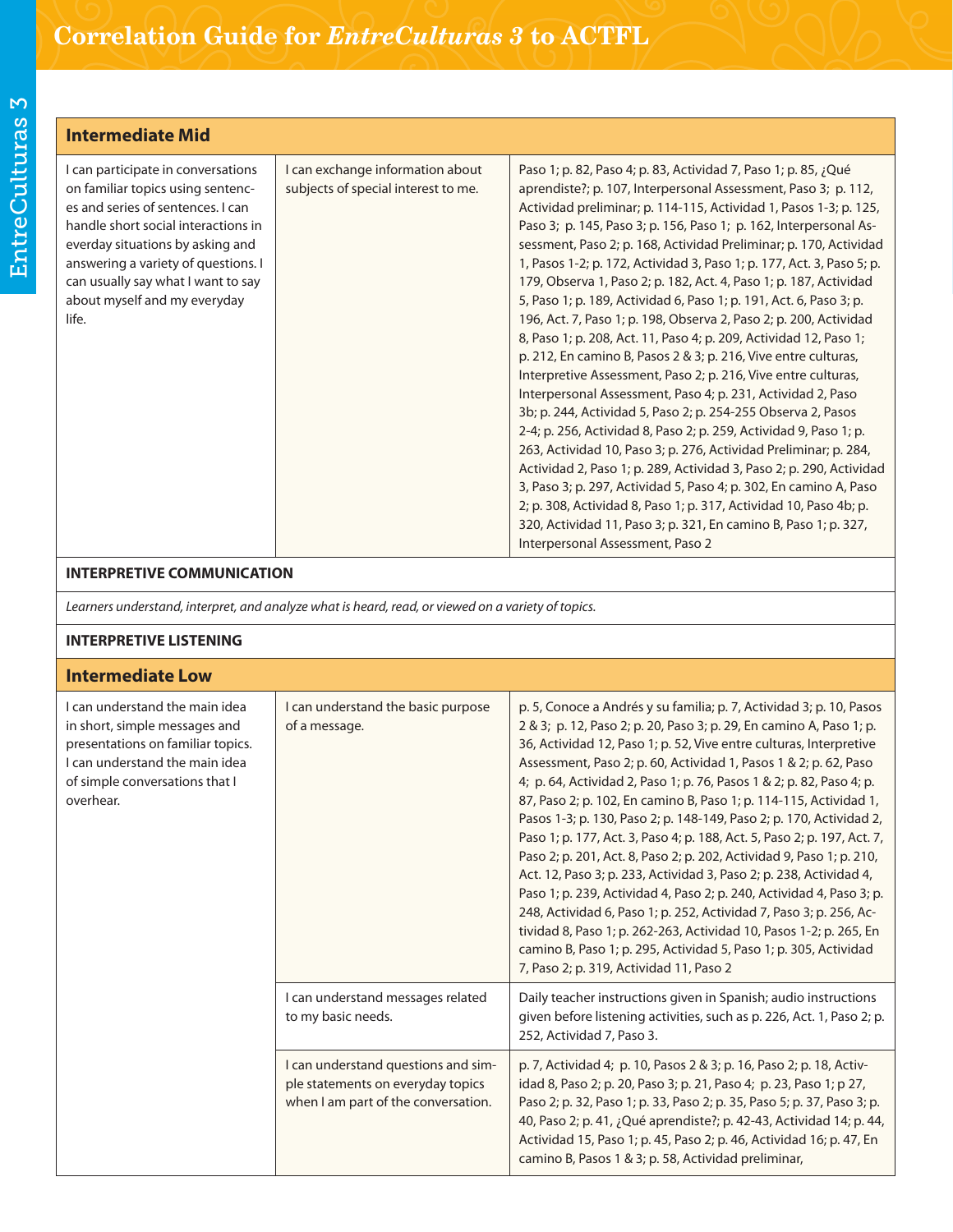| Intermediate Mid | | |
|---|---|---|
| I can participate in conversations on familiar topics using sentences and series of sentences. I can handle short social interactions in everday situations by asking and answering a variety of questions. I can usually say what I want to say about myself and my everyday life. | I can exchange information about subjects of special interest to me. | Paso 1; p. 82, Paso 4; p. 83, Actividad 7, Paso 1; p. 85, ¿Qué aprendiste?; p. 107, Interpersonal Assessment, Paso 3; p. 112, Actividad preliminar; p. 114-115, Actividad 1, Pasos 1-3; p. 125, Paso 3; p. 145, Paso 3; p. 156, Paso 1; p. 162, Interpersonal Assessment, Paso 2; p. 168, Actividad Preliminar; p. 170, Actividad 1, Pasos 1-2; p. 172, Actividad 3, Paso 1; p. 177, Act. 3, Paso 5; p. 179, Observa 1, Paso 2; p. 182, Act. 4, Paso 1; p. 187, Actividad 5, Paso 1; p. 189, Actividad 6, Paso 1; p. 191, Act. 6, Paso 3; p. 196, Act. 7, Paso 1; p. 198, Observa 2, Paso 2; p. 200, Actividad 8, Paso 1; p. 208, Act. 11, Paso 4; p. 209, Actividad 12, Paso 1; p. 212, En camino B, Pasos 2 & 3; p. 216, Vive entre culturas, Interpretive Assessment, Paso 2; p. 216, Vive entre culturas, Interpersonal Assessment, Paso 4; p. 231, Actividad 2, Paso 3b; p. 244, Actividad 5, Paso 2; p. 254-255 Observa 2, Pasos 2-4; p. 256, Actividad 8, Paso 2; p. 259, Actividad 9, Paso 1; p. 263, Actividad 10, Paso 3; p. 276, Actividad Preliminar; p. 284, Actividad 2, Paso 1; p. 289, Actividad 3, Paso 2; p. 290, Actividad 3, Paso 3; p. 297, Actividad 5, Paso 4; p. 302, En camino A, Paso 2; p. 308, Actividad 8, Paso 1; p. 317, Actividad 10, Paso 4b; p. 320, Actividad 11, Paso 3; p. 321, En camino B, Paso 1; p. 327, Interpersonal Assessment, Paso 2 |
| **INTERPRETIVE COMMUNICATION** | | |
| *Learners understand, interpret, and analyze what is heard, read, or viewed on a variety of topics.* | | |
| **INTERPRETIVE LISTENING** | | |
| **Intermediate Low** | | |
| I can understand the main idea in short, simple messages and presentations on familiar topics. I can understand the main idea of simple conversations that I overhear. | I can understand the basic purpose of a message. | p. 5, Conoce a Andrés y su familia; p. 7, Actividad 3; p. 10, Pasos 2 & 3; p. 12, Paso 2; p. 20, Paso 3; p. 29, En camino A, Paso 1; p. 36, Actividad 12, Paso 1; p. 52, Vive entre culturas, Interpretive Assessment, Paso 2; p. 60, Actividad 1, Pasos 1 & 2; p. 62, Paso 4; p. 64, Actividad 2, Paso 1; p. 76, Pasos 1 & 2; p. 82, Paso 4; p. 87, Paso 2; p. 102, En camino B, Paso 1; p. 114-115, Actividad 1, Pasos 1-3; p. 130, Paso 2; p. 148-149, Paso 2; p. 170, Actividad 2, Paso 1; p. 177, Act. 3, Paso 4; p. 188, Act. 5, Paso 2; p. 197, Act. 7, Paso 2; p. 201, Act. 8, Paso 2; p. 202, Actividad 9, Paso 1; p. 210, Act. 12, Paso 3; p. 233, Actividad 3, Paso 2; p. 238, Actividad 4, Paso 1; p. 239, Actividad 4, Paso 2; p. 240, Actividad 4, Paso 3; p. 248, Actividad 6, Paso 1; p. 252, Actividad 7, Paso 3; p. 256, Actividad 8, Paso 1; p. 262-263, Actividad 10, Pasos 1-2; p. 265, En camino B, Paso 1; p. 295, Actividad 5, Paso 1; p. 305, Actividad 7, Paso 2; p. 319, Actividad 11, Paso 2 |
| | I can understand messages related to my basic needs. | Daily teacher instructions given in Spanish; audio instructions given before listening activities, such as p. 226, Act. 1, Paso 2; p. 252, Actividad 7, Paso 3. |
| | I can understand questions and simple statements on everyday topics when I am part of the conversation. | p. 7, Actividad 4; p. 10, Pasos 2 & 3; p. 16, Paso 2; p. 18, Actividad 8, Paso 2; p. 20, Paso 3; p. 21, Paso 4; p. 23, Paso 1; p 27, Paso 2; p. 32, Paso 1; p. 33, Paso 2; p. 35, Paso 5; p. 37, Paso 3; p. 40, Paso 2; p. 41, ¿Qué aprendiste?; p. 42-43, Actividad 14; p. 44, Actividad 15, Paso 1; p. 45, Paso 2; p. 46, Actividad 16; p. 47, En camino B, Pasos 1 & 3; p. 58, Actividad preliminar, |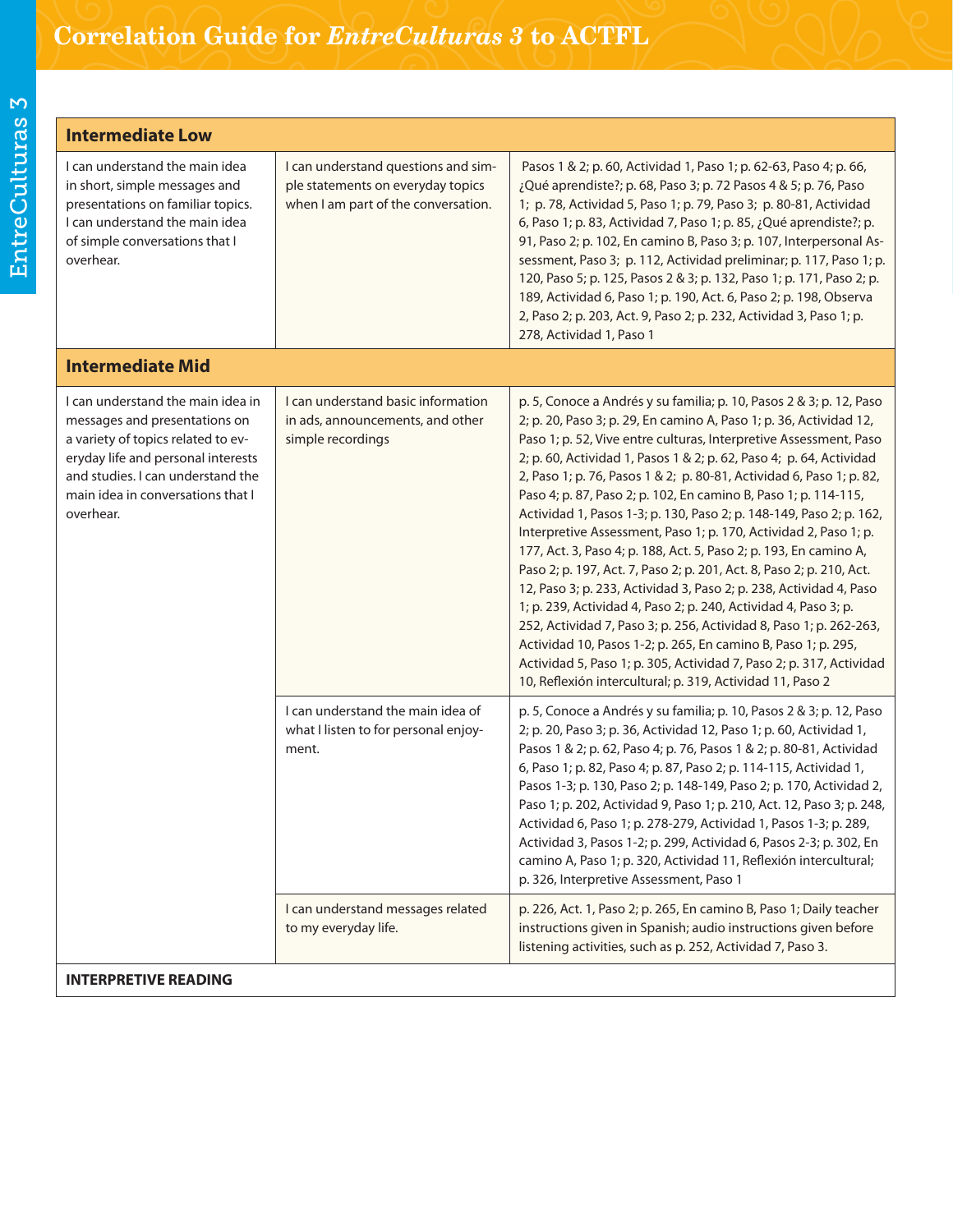# Correlation Guide for *EntreCulturas 3* to ACTFL

| **Intermediate Low** | | |
|---|---|---|
| I can understand the main idea in short, simple messages and presentations on familiar topics. I can understand the main idea of simple conversations that I overhear. | I can understand questions and simple statements on everyday topics when I am part of the conversation. | Pasos 1 & 2; p. 60, Actividad 1, Paso 1; p. 62-63, Paso 4; p. 66, ¿Qué aprendiste?; p. 68, Paso 3; p. 72 Pasos 4 & 5; p. 76, Paso 1; p. 78, Actividad 5, Paso 1; p. 79, Paso 3; p. 80-81, Actividad 6, Paso 1; p. 83, Actividad 7, Paso 1; p. 85, ¿Qué aprendiste?; p. 91, Paso 2; p. 102, En camino B, Paso 3; p. 107, Interpersonal Assessment, Paso 3; p. 112, Actividad preliminar; p. 117, Paso 1; p. 120, Paso 5; p. 125, Pasos 2 & 3; p. 132, Paso 1; p. 171, Paso 2; p. 189, Actividad 6, Paso 1; p. 190, Act. 6, Paso 2; p. 198, Observa 2, Paso 2; p. 203, Act. 9, Paso 2; p. 232, Actividad 3, Paso 1; p. 278, Actividad 1, Paso 1 |
| **Intermediate Mid** | | |
| I can understand the main idea in messages and presentations on a variety of topics related to everyday life and personal interests and studies. I can understand the main idea in conversations that I overhear. | I can understand basic information in ads, announcements, and other simple recordings | p. 5, Conoce a Andrés y su familia; p. 10, Pasos 2 & 3; p. 12, Paso 2; p. 20, Paso 3; p. 29, En camino A, Paso 1; p. 36, Actividad 12, Paso 1; p. 52, Vive entre culturas, Interpretive Assessment, Paso 2; p. 60, Actividad 1, Pasos 1 & 2; p. 62, Paso 4; p. 64, Actividad 2, Paso 1; p. 76, Pasos 1 & 2; p. 80-81, Actividad 6, Paso 1; p. 82, Paso 4; p. 87, Paso 2; p. 102, En camino B, Paso 1; p. 114-115, Actividad 1, Pasos 1-3; p. 130, Paso 2; p. 148-149, Paso 2; p. 162, Interpretive Assessment, Paso 1; p. 170, Actividad 2, Paso 1; p. 177, Act. 3, Paso 4; p. 188, Act. 5, Paso 2; p. 193, En camino A, Paso 2; p. 197, Act. 7, Paso 2; p. 201, Act. 8, Paso 2; p. 210, Act. 12, Paso 3; p. 233, Actividad 3, Paso 2; p. 238, Actividad 4, Paso 1; p. 239, Actividad 4, Paso 2; p. 240, Actividad 4, Paso 3; p. 252, Actividad 7, Paso 3; p. 256, Actividad 8, Paso 1; p. 262-263, Actividad 10, Pasos 1-2; p. 265, En camino B, Paso 1; p. 295, Actividad 5, Paso 1; p. 305, Actividad 7, Paso 2; p. 317, Actividad 10, Reflexión intercultural; p. 319, Actividad 11, Paso 2 |
| | I can understand the main idea of what I listen to for personal enjoyment. | p. 5, Conoce a Andrés y su familia; p. 10, Pasos 2 & 3; p. 12, Paso 2; p. 20, Paso 3; p. 36, Actividad 12, Paso 1; p. 60, Actividad 1, Pasos 1 & 2; p. 62, Paso 4; p. 76, Pasos 1 & 2; p. 80-81, Actividad 6, Paso 1; p. 82, Paso 4; p. 87, Paso 2; p. 114-115, Actividad 1, Pasos 1-3; p. 130, Paso 2; p. 148-149, Paso 2; p. 170, Actividad 2, Paso 1; p. 202, Actividad 9, Paso 1; p. 210, Act. 12, Paso 3; p. 248, Actividad 6, Paso 1; p. 278-279, Actividad 1, Pasos 1-3; p. 289, Actividad 3, Pasos 1-2; p. 299, Actividad 6, Pasos 2-3; p. 302, En camino A, Paso 1; p. 320, Actividad 11, Reflexión intercultural; p. 326, Interpretive Assessment, Paso 1 |
| | I can understand messages related to my everyday life. | p. 226, Act. 1, Paso 2; p. 265, En camino B, Paso 1; Daily teacher instructions given in Spanish; audio instructions given before listening activities, such as p. 252, Actividad 7, Paso 3. |
| **INTERPRETIVE READING** | | |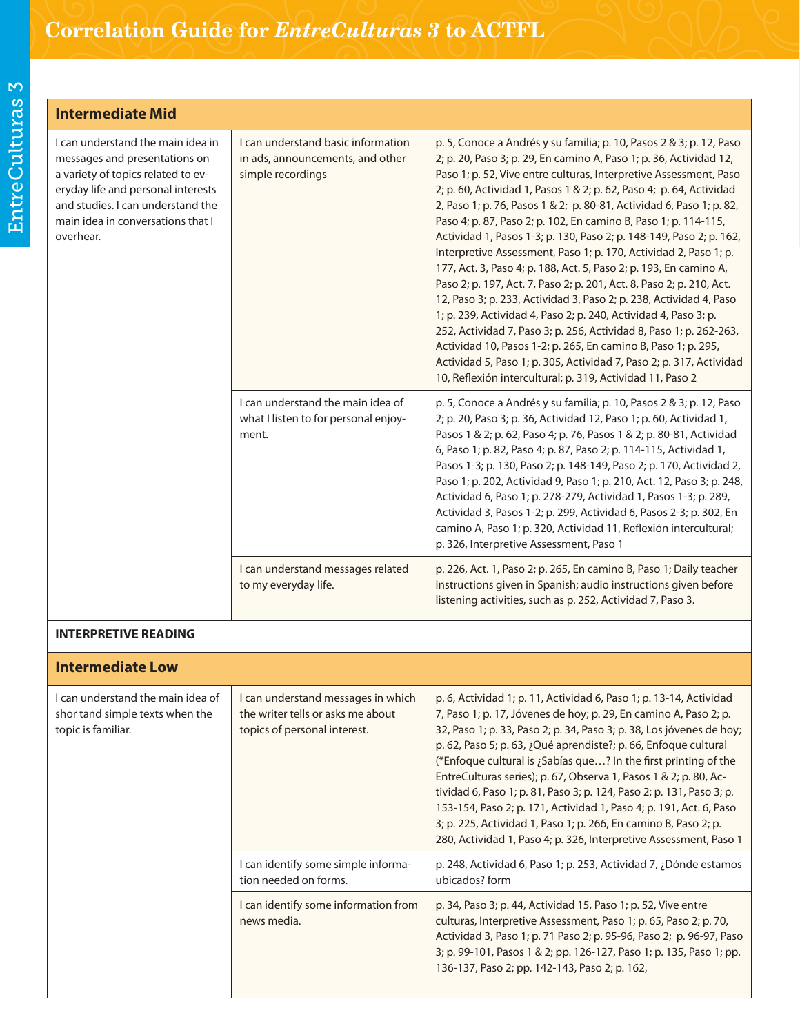# Correlation Guide for *EntreCulturas 3* to ACTFL

| Intermediate Mid | | |
|---|---|---|
| I can understand the main idea in messages and presentations on a variety of topics related to everyday life and personal interests and studies. I can understand the main idea in conversations that I overhear. | I can understand basic information in ads, announcements, and other simple recordings | p. 5, Conoce a Andrés y su familia; p. 10, Pasos 2 & 3; p. 12, Paso 2; p. 20, Paso 3; p. 29, En camino A, Paso 1; p. 36, Actividad 12, Paso 1; p. 52, Vive entre culturas, Interpretive Assessment, Paso 2; p. 60, Actividad 1, Pasos 1 & 2; p. 62, Paso 4; p. 64, Actividad 2, Paso 1; p. 76, Pasos 1 & 2; p. 80-81, Actividad 6, Paso 1; p. 82, Paso 4; p. 87, Paso 2; p. 102, En camino B, Paso 1; p. 114-115, Actividad 1, Pasos 1-3; p. 130, Paso 2; p. 148-149, Paso 2; p. 162, Interpretive Assessment, Paso 1; p. 170, Actividad 2, Paso 1; p. 177, Act. 3, Paso 4; p. 188, Act. 5, Paso 2; p. 193, En camino A, Paso 2; p. 197, Act. 7, Paso 2; p. 201, Act. 8, Paso 2; p. 210, Act. 12, Paso 3; p. 233, Actividad 3, Paso 2; p. 238, Actividad 4, Paso 1; p. 239, Actividad 4, Paso 2; p. 240, Actividad 4, Paso 3; p. 252, Actividad 7, Paso 3; p. 256, Actividad 8, Paso 1; p. 262-263, Actividad 10, Pasos 1-2; p. 265, En camino B, Paso 1; p. 295, Actividad 5, Paso 1; p. 305, Actividad 7, Paso 2; p. 317, Actividad 10, Reflexión intercultural; p. 319, Actividad 11, Paso 2 |
| | I can understand the main idea of what I listen to for personal enjoyment. | p. 5, Conoce a Andrés y su familia; p. 10, Pasos 2 & 3; p. 12, Paso 2; p. 20, Paso 3; p. 36, Actividad 12, Paso 1; p. 60, Actividad 1, Pasos 1 & 2; p. 62, Paso 4; p. 76, Pasos 1 & 2; p. 80-81, Actividad 6, Paso 1; p. 82, Paso 4; p. 87, Paso 2; p. 114-115, Actividad 1, Pasos 1-3; p. 130, Paso 2; p. 148-149, Paso 2; p. 170, Actividad 2, Paso 1; p. 202, Actividad 9, Paso 1; p. 210, Act. 12, Paso 3; p. 248, Actividad 6, Paso 1; p. 278-279, Actividad 1, Pasos 1-3; p. 289, Actividad 3, Pasos 1-2; p. 299, Actividad 6, Pasos 2-3; p. 302, En camino A, Paso 1; p. 320, Actividad 11, Reflexión intercultural; p. 326, Interpretive Assessment, Paso 1 |
| | I can understand messages related to my everyday life. | p. 226, Act. 1, Paso 2; p. 265, En camino B, Paso 1; Daily teacher instructions given in Spanish; audio instructions given before listening activities, such as p. 252, Actividad 7, Paso 3. |
| **INTERPRETIVE READING** | | |
| **Intermediate Low** | | |
| I can understand the main idea of shor tand simple texts when the topic is familiar. | I can understand messages in which the writer tells or asks me about topics of personal interest. | p. 6, Actividad 1; p. 11, Actividad 6, Paso 1; p. 13-14, Actividad 7, Paso 1; p. 17, Jóvenes de hoy; p. 29, En camino A, Paso 2; p. 32, Paso 1; p. 33, Paso 2; p. 34, Paso 3; p. 38, Los jóvenes de hoy; p. 62, Paso 5; p. 63, ¿Qué aprendiste?; p. 66, Enfoque cultural (*Enfoque cultural is ¿Sabías que…? In the first printing of the EntreCulturas series); p. 67, Observa 1, Pasos 1 & 2; p. 80, Actividad 6, Paso 1; p. 81, Paso 3; p. 124, Paso 2; p. 131, Paso 3; p. 153-154, Paso 2; p. 171, Actividad 1, Paso 4; p. 191, Act. 6, Paso 3; p. 225, Actividad 1, Paso 1; p. 266, En camino B, Paso 2; p. 280, Actividad 1, Paso 4; p. 326, Interpretive Assessment, Paso 1 |
| | I can identify some simple information needed on forms. | p. 248, Actividad 6, Paso 1; p. 253, Actividad 7, ¿Dónde estamos ubicados? form |
| | I can identify some information from news media. | p. 34, Paso 3; p. 44, Actividad 15, Paso 1; p. 52, Vive entre culturas, Interpretive Assessment, Paso 1; p. 65, Paso 2; p. 70, Actividad 3, Paso 1; p. 71 Paso 2; p. 95-96, Paso 2; p. 96-97, Paso 3; p. 99-101, Pasos 1 & 2; pp. 126-127, Paso 1; p. 135, Paso 1; pp. 136-137, Paso 2; pp. 142-143, Paso 2; p. 162, |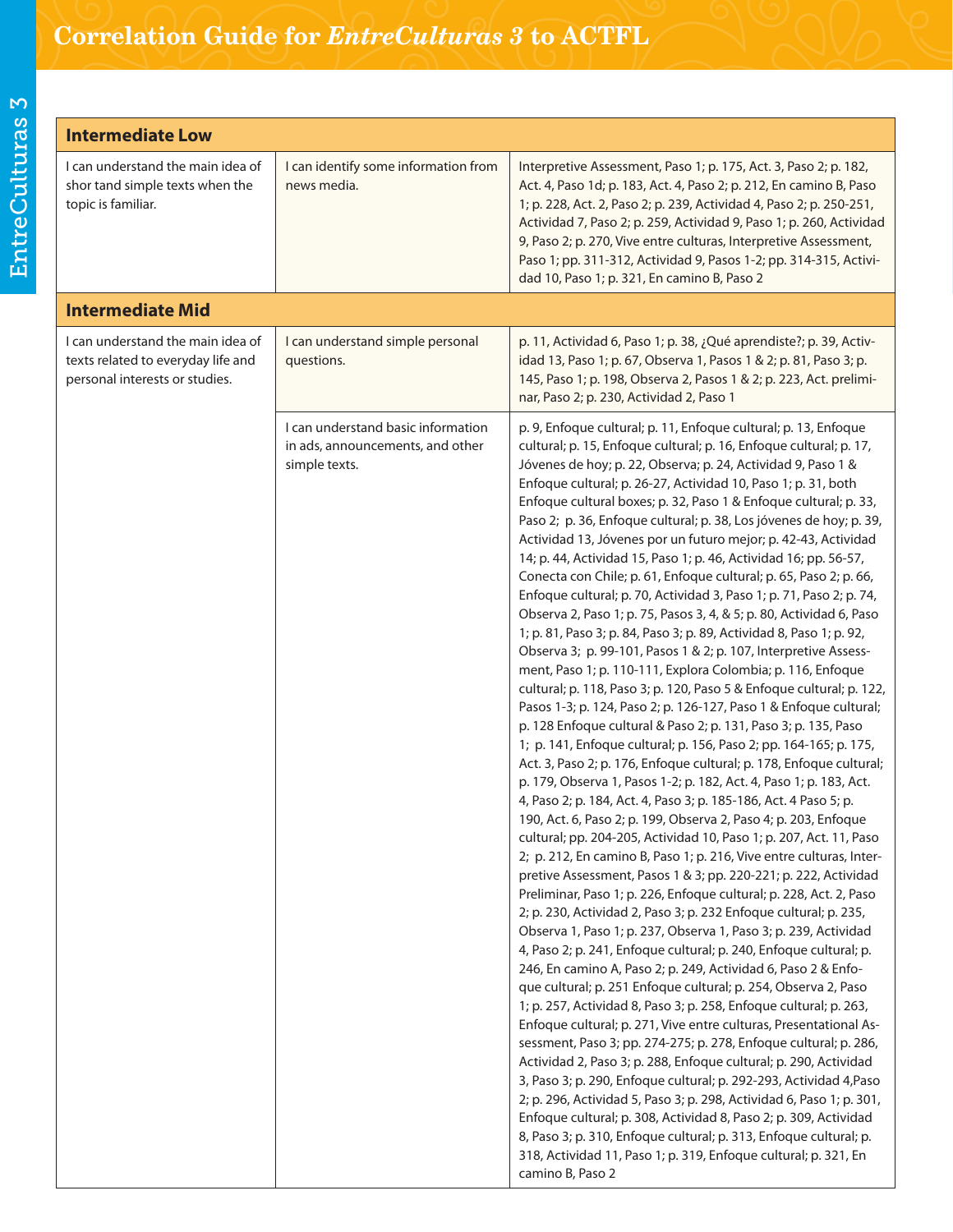# Correlation Guide for *EntreCulturas 3* to ACTFL

| Intermediate Low | | |
|---|---|---|
| I can understand the main idea of shor tand simple texts when the topic is familiar. | I can identify some information from news media. | Interpretive Assessment, Paso 1; p. 175, Act. 3, Paso 2; p. 182, Act. 4, Paso 1d; p. 183, Act. 4, Paso 2; p. 212, En camino B, Paso 1; p. 228, Act. 2, Paso 2; p. 239, Actividad 4, Paso 2; p. 250-251, Actividad 7, Paso 2; p. 259, Actividad 9, Paso 1; p. 260, Actividad 9, Paso 2; p. 270, Vive entre culturas, Interpretive Assessment, Paso 1; pp. 311-312, Actividad 9, Pasos 1-2; pp. 314-315, Actividad 10, Paso 1; p. 321, En camino B, Paso 2 |
| **Intermediate Mid** | | |
| I can understand the main idea of texts related to everyday life and personal interests or studies. | I can understand simple personal questions. | p. 11, Actividad 6, Paso 1; p. 38, ¿Qué aprendiste?; p. 39, Actividad 13, Paso 1; p. 67, Observa 1, Pasos 1 & 2; p. 81, Paso 3; p. 145, Paso 1; p. 198, Observa 2, Pasos 1 & 2; p. 223, Act. preliminar, Paso 2; p. 230, Actividad 2, Paso 1 |
| | I can understand basic information in ads, announcements, and other simple texts. | p. 9, Enfoque cultural; p. 11, Enfoque cultural; p. 13, Enfoque cultural; p. 15, Enfoque cultural; p. 16, Enfoque cultural; p. 17, Jóvenes de hoy; p. 22, Observa; p. 24, Actividad 9, Paso 1 & Enfoque cultural; p. 26-27, Actividad 10, Paso 1; p. 31, both Enfoque cultural boxes; p. 32, Paso 1 & Enfoque cultural; p. 33, Paso 2; p. 36, Enfoque cultural; p. 38, Los jóvenes de hoy; p. 39, Actividad 13, Jóvenes por un futuro mejor; p. 42-43, Actividad 14; p. 44, Actividad 15, Paso 1; p. 46, Actividad 16; pp. 56-57, Conecta con Chile; p. 61, Enfoque cultural; p. 65, Paso 2; p. 66, Enfoque cultural; p. 70, Actividad 3, Paso 1; p. 71, Paso 2; p. 74, Observa 2, Paso 1; p. 75, Pasos 3, 4, & 5; p. 80, Actividad 6, Paso 1; p. 81, Paso 3; p. 84, Paso 3; p. 89, Actividad 8, Paso 1; p. 92, Observa 3; p. 99-101, Pasos 1 & 2; p. 107, Interpretive Assessment, Paso 1; p. 110-111, Explora Colombia; p. 116, Enfoque cultural; p. 118, Paso 3; p. 120, Paso 5 & Enfoque cultural; p. 122, Pasos 1-3; p. 124, Paso 2; p. 126-127, Paso 1 & Enfoque cultural; p. 128 Enfoque cultural & Paso 2; p. 131, Paso 3; p. 135, Paso 1; p. 141, Enfoque cultural; p. 156, Paso 2; pp. 164-165; p. 175, Act. 3, Paso 2; p. 176, Enfoque cultural; p. 178, Enfoque cultural; p. 179, Observa 1, Pasos 1-2; p. 182, Act. 4, Paso 1; p. 183, Act. 4, Paso 2; p. 184, Act. 4, Paso 3; p. 185-186, Act. 4 Paso 5; p. 190, Act. 6, Paso 2; p. 199, Observa 2, Paso 4; p. 203, Enfoque cultural; pp. 204-205, Actividad 10, Paso 1; p. 207, Act. 11, Paso 2; p. 212, En camino B, Paso 1; p. 216, Vive entre culturas, Interpretive Assessment, Pasos 1 & 3; pp. 220-221; p. 222, Actividad Preliminar, Paso 1; p. 226, Enfoque cultural; p. 228, Act. 2, Paso 2; p. 230, Actividad 2, Paso 3; p. 232 Enfoque cultural; p. 235, Observa 1, Paso 1; p. 237, Observa 1, Paso 3; p. 239, Actividad 4, Paso 2; p. 241, Enfoque cultural; p. 240, Enfoque cultural; p. 246, En camino A, Paso 2; p. 249, Actividad 6, Paso 2 & Enfoque cultural; p. 251 Enfoque cultural; p. 254, Observa 2, Paso 1; p. 257, Actividad 8, Paso 3; p. 258, Enfoque cultural; p. 263, Enfoque cultural; p. 271, Vive entre culturas, Presentational Assessment, Paso 3; pp. 274-275; p. 278, Enfoque cultural; p. 286, Actividad 2, Paso 3; p. 288, Enfoque cultural; p. 290, Actividad 3, Paso 3; p. 290, Enfoque cultural; p. 292-293, Actividad 4,Paso 2; p. 296, Actividad 5, Paso 3; p. 298, Actividad 6, Paso 1; p. 301, Enfoque cultural; p. 308, Actividad 8, Paso 2; p. 309, Actividad 8, Paso 3; p. 310, Enfoque cultural; p. 313, Enfoque cultural; p. 318, Actividad 11, Paso 1; p. 319, Enfoque cultural; p. 321, En camino B, Paso 2 |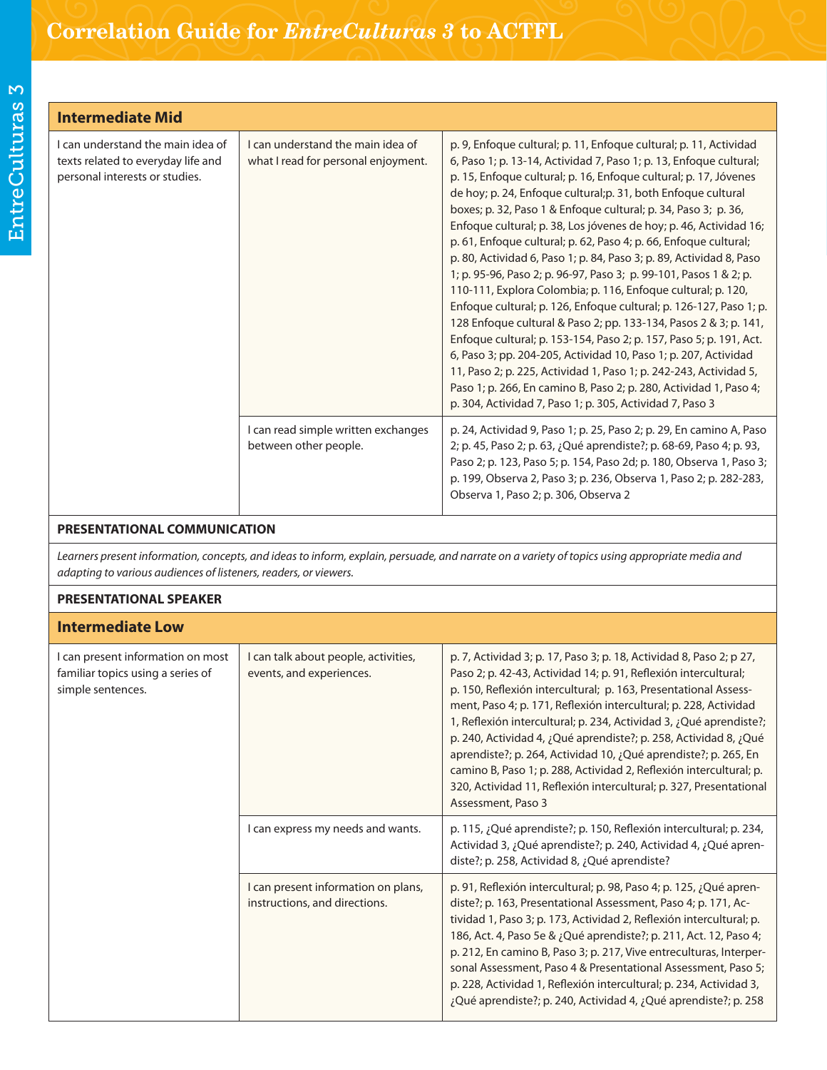# Correlation Guide for *EntreCulturas 3* to ACTFL

| **Intermediate Mid** | | |
|---|---|---|
| I can understand the main idea of texts related to everyday life and personal interests or studies. | I can understand the main idea of what I read for personal enjoyment. | p. 9, Enfoque cultural; p. 11, Enfoque cultural; p. 11, Actividad 6, Paso 1; p. 13-14, Actividad 7, Paso 1; p. 13, Enfoque cultural; p. 15, Enfoque cultural; p. 16, Enfoque cultural; p. 17, Jóvenes de hoy; p. 24, Enfoque cultural;p. 31, both Enfoque cultural boxes; p. 32, Paso 1 & Enfoque cultural; p. 34, Paso 3; p. 36, Enfoque cultural; p. 38, Los jóvenes de hoy; p. 46, Actividad 16; p. 61, Enfoque cultural; p. 62, Paso 4; p. 66, Enfoque cultural; p. 80, Actividad 6, Paso 1; p. 84, Paso 3; p. 89, Actividad 8, Paso 1; p. 95-96, Paso 2; p. 96-97, Paso 3; p. 99-101, Pasos 1 & 2; p. 110-111, Explora Colombia; p. 116, Enfoque cultural; p. 120, Enfoque cultural; p. 126, Enfoque cultural; p. 126-127, Paso 1; p. 128 Enfoque cultural & Paso 2; pp. 133-134, Pasos 2 & 3; p. 141, Enfoque cultural; p. 153-154, Paso 2; p. 157, Paso 5; p. 191, Act. 6, Paso 3; pp. 204-205, Actividad 10, Paso 1; p. 207, Actividad 11, Paso 2; p. 225, Actividad 1, Paso 1; p. 242-243, Actividad 5, Paso 1; p. 266, En camino B, Paso 2; p. 280, Actividad 1, Paso 4; p. 304, Actividad 7, Paso 1; p. 305, Actividad 7, Paso 3 |
| | I can read simple written exchanges between other people. | p. 24, Actividad 9, Paso 1; p. 25, Paso 2; p. 29, En camino A, Paso 2; p. 45, Paso 2; p. 63, ¿Qué aprendiste?; p. 68-69, Paso 4; p. 93, Paso 2; p. 123, Paso 5; p. 154, Paso 2d; p. 180, Observa 1, Paso 3; p. 199, Observa 2, Paso 3; p. 236, Observa 1, Paso 2; p. 282-283, Observa 1, Paso 2; p. 306, Observa 2 |

**PRESENTATIONAL COMMUNICATION**

*Learners present information, concepts, and ideas to inform, explain, persuade, and narrate on a variety of topics using appropriate media and adapting to various audiences of listeners, readers, or viewers.*

**PRESENTATIONAL SPEAKER**

| **Intermediate Low** | | |
|---|---|---|
| I can present information on most familiar topics using a series of simple sentences. | I can talk about people, activities, events, and experiences. | p. 7, Actividad 3; p. 17, Paso 3; p. 18, Actividad 8, Paso 2; p 27, Paso 2; p. 42-43, Actividad 14; p. 91, Reflexión intercultural; p. 150, Reflexión intercultural; p. 163, Presentational Assessment, Paso 4; p. 171, Reflexión intercultural; p. 228, Actividad 1, Reflexión intercultural; p. 234, Actividad 3, ¿Qué aprendiste?; p. 240, Actividad 4, ¿Qué aprendiste?; p. 258, Actividad 8, ¿Qué aprendiste?; p. 264, Actividad 10, ¿Qué aprendiste?; p. 265, En camino B, Paso 1; p. 288, Actividad 2, Reflexión intercultural; p. 320, Actividad 11, Reflexión intercultural; p. 327, Presentational Assessment, Paso 3 |
| | I can express my needs and wants. | p. 115, ¿Qué aprendiste?; p. 150, Reflexión intercultural; p. 234, Actividad 3, ¿Qué aprendiste?; p. 240, Actividad 4, ¿Qué aprendiste?; p. 258, Actividad 8, ¿Qué aprendiste? |
| | I can present information on plans, instructions, and directions. | p. 91, Reflexión intercultural; p. 98, Paso 4; p. 125, ¿Qué aprendiste?; p. 163, Presentational Assessment, Paso 4; p. 171, Actividad 1, Paso 3; p. 173, Actividad 2, Reflexión intercultural; p. 186, Act. 4, Paso 5e & ¿Qué aprendiste?; p. 211, Act. 12, Paso 4; p. 212, En camino B, Paso 3; p. 217, Vive entreculturas, Interpersonal Assessment, Paso 4 & Presentational Assessment, Paso 5; p. 228, Actividad 1, Reflexión intercultural; p. 234, Actividad 3, ¿Qué aprendiste?; p. 240, Actividad 4, ¿Qué aprendiste?; p. 258 |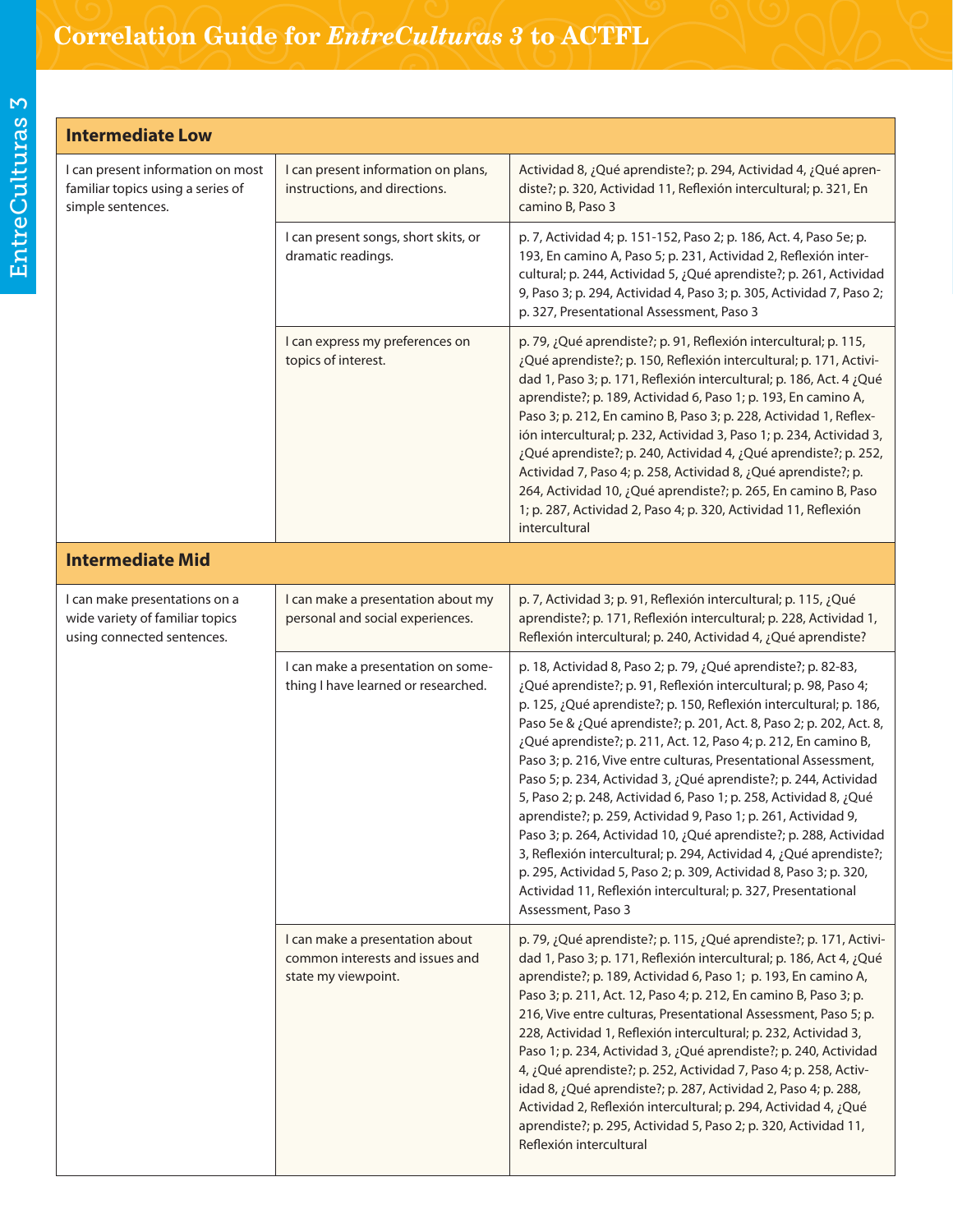# Correlation Guide for *EntreCulturas 3* to ACTFL

| Intermediate Low | | |
|---|---|---|
| I can present information on most familiar topics using a series of simple sentences. | I can present information on plans, instructions, and directions. | Actividad 8, ¿Qué aprendiste?; p. 294, Actividad 4, ¿Qué aprendiste?; p. 320, Actividad 11, Reflexión intercultural; p. 321, En camino B, Paso 3 |
| | I can present songs, short skits, or dramatic readings. | p. 7, Actividad 4; p. 151-152, Paso 2; p. 186, Act. 4, Paso 5e; p. 193, En camino A, Paso 5; p. 231, Actividad 2, Reflexión intercultural; p. 244, Actividad 5, ¿Qué aprendiste?; p. 261, Actividad 9, Paso 3; p. 294, Actividad 4, Paso 3; p. 305, Actividad 7, Paso 2; p. 327, Presentational Assessment, Paso 3 |
| | I can express my preferences on topics of interest. | p. 79, ¿Qué aprendiste?; p. 91, Reflexión intercultural; p. 115, ¿Qué aprendiste?; p. 150, Reflexión intercultural; p. 171, Actividad 1, Paso 3; p. 171, Reflexión intercultural; p. 186, Act. 4 ¿Qué aprendiste?; p. 189, Actividad 6, Paso 1; p. 193, En camino A, Paso 3; p. 212, En camino B, Paso 3; p. 228, Actividad 1, Reflexión intercultural; p. 232, Actividad 3, Paso 1; p. 234, Actividad 3, ¿Qué aprendiste?; p. 240, Actividad 4, ¿Qué aprendiste?; p. 252, Actividad 7, Paso 4; p. 258, Actividad 8, ¿Qué aprendiste?; p. 264, Actividad 10, ¿Qué aprendiste?; p. 265, En camino B, Paso 1; p. 287, Actividad 2, Paso 4; p. 320, Actividad 11, Reflexión intercultural |
| **Intermediate Mid** | | |
| I can make presentations on a wide variety of familiar topics using connected sentences. | I can make a presentation about my personal and social experiences. | p. 7, Actividad 3; p. 91, Reflexión intercultural; p. 115, ¿Qué aprendiste?; p. 171, Reflexión intercultural; p. 228, Actividad 1, Reflexión intercultural; p. 240, Actividad 4, ¿Qué aprendiste? |
| | I can make a presentation on something I have learned or researched. | p. 18, Actividad 8, Paso 2; p. 79, ¿Qué aprendiste?; p. 82-83, ¿Qué aprendiste?; p. 91, Reflexión intercultural; p. 98, Paso 4; p. 125, ¿Qué aprendiste?; p. 150, Reflexión intercultural; p. 186, Paso 5e & ¿Qué aprendiste?; p. 201, Act. 8, Paso 2; p. 202, Act. 8, ¿Qué aprendiste?; p. 211, Act. 12, Paso 4; p. 212, En camino B, Paso 3; p. 216, Vive entre culturas, Presentational Assessment, Paso 5; p. 234, Actividad 3, ¿Qué aprendiste?; p. 244, Actividad 5, Paso 2; p. 248, Actividad 6, Paso 1; p. 258, Actividad 8, ¿Qué aprendiste?; p. 259, Actividad 9, Paso 1; p. 261, Actividad 9, Paso 3; p. 264, Actividad 10, ¿Qué aprendiste?; p. 288, Actividad 3, Reflexión intercultural; p. 294, Actividad 4, ¿Qué aprendiste?; p. 295, Actividad 5, Paso 2; p. 309, Actividad 8, Paso 3; p. 320, Actividad 11, Reflexión intercultural; p. 327, Presentational Assessment, Paso 3 |
| | I can make a presentation about common interests and issues and state my viewpoint. | p. 79, ¿Qué aprendiste?; p. 115, ¿Qué aprendiste?; p. 171, Actividad 1, Paso 3; p. 171, Reflexión intercultural; p. 186, Act 4, ¿Qué aprendiste?; p. 189, Actividad 6, Paso 1; p. 193, En camino A, Paso 3; p. 211, Act. 12, Paso 4; p. 212, En camino B, Paso 3; p. 216, Vive entre culturas, Presentational Assessment, Paso 5; p. 228, Actividad 1, Reflexión intercultural; p. 232, Actividad 3, Paso 1; p. 234, Actividad 3, ¿Qué aprendiste?; p. 240, Actividad 4, ¿Qué aprendiste?; p. 252, Actividad 7, Paso 4; p. 258, Actividad 8, ¿Qué aprendiste?; p. 287, Actividad 2, Paso 4; p. 288, Actividad 2, Reflexión intercultural; p. 294, Actividad 4, ¿Qué aprendiste?; p. 295, Actividad 5, Paso 2; p. 320, Actividad 11, Reflexión intercultural |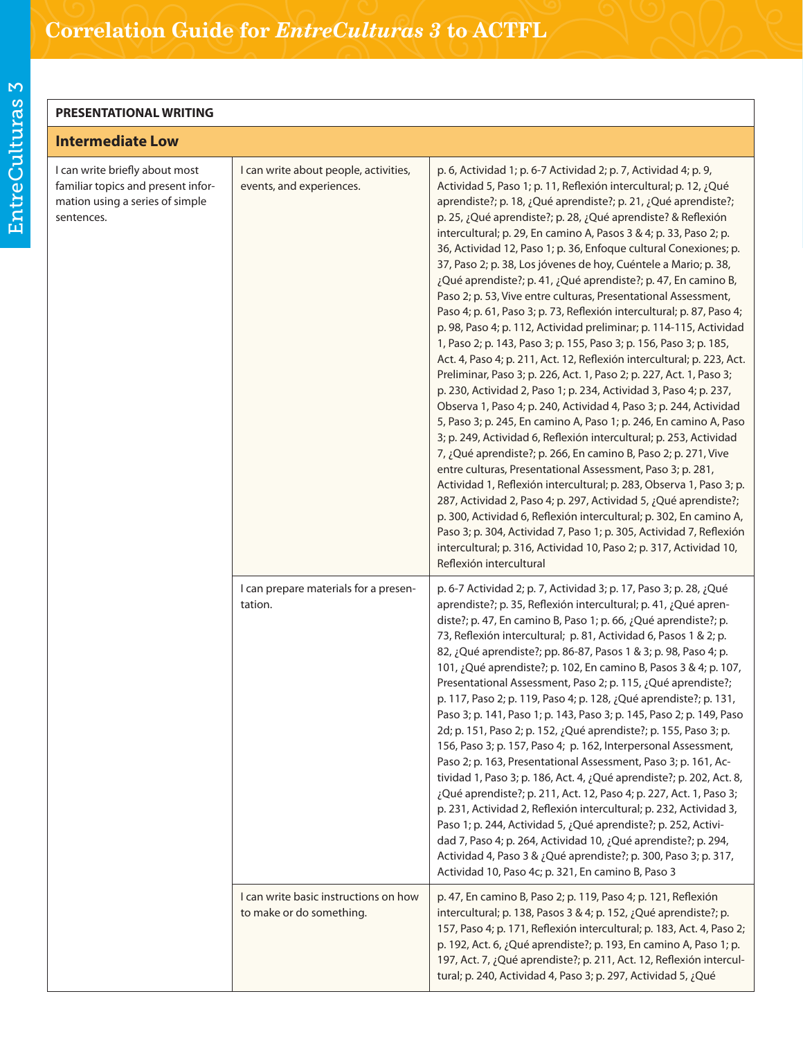# Correlation Guide for *EntreCulturas 3* to ACTFL

| PRESENTATIONAL WRITING | | |
|---|---|---|
| **Intermediate Low** | | |
| I can write briefly about most familiar topics and present information using a series of simple sentences. | I can write about people, activities, events, and experiences. | p. 6, Actividad 1; p. 6-7 Actividad 2; p. 7, Actividad 4; p. 9, Actividad 5, Paso 1; p. 11, Reflexión intercultural; p. 12, ¿Qué aprendiste?; p. 18, ¿Qué aprendiste?; p. 21, ¿Qué aprendiste?; p. 25, ¿Qué aprendiste?; p. 28, ¿Qué aprendiste? & Reflexión intercultural; p. 29, En camino A, Pasos 3 & 4; p. 33, Paso 2; p. 36, Actividad 12, Paso 1; p. 36, Enfoque cultural Conexiones; p. 37, Paso 2; p. 38, Los jóvenes de hoy, Cuéntele a Mario; p. 38, ¿Qué aprendiste?; p. 41, ¿Qué aprendiste?; p. 47, En camino B, Paso 2; p. 53, Vive entre culturas, Presentational Assessment, Paso 4; p. 61, Paso 3; p. 73, Reflexión intercultural; p. 87, Paso 4; p. 98, Paso 4; p. 112, Actividad preliminar; p. 114-115, Actividad 1, Paso 2; p. 143, Paso 3; p. 155, Paso 3; p. 156, Paso 3; p. 185, Act. 4, Paso 4; p. 211, Act. 12, Reflexión intercultural; p. 223, Act. Preliminar, Paso 3; p. 226, Act. 1, Paso 2; p. 227, Act. 1, Paso 3; p. 230, Actividad 2, Paso 1; p. 234, Actividad 3, Paso 4; p. 237, Observa 1, Paso 4; p. 240, Actividad 4, Paso 3; p. 244, Actividad 5, Paso 3; p. 245, En camino A, Paso 1; p. 246, En camino A, Paso 3; p. 249, Actividad 6, Reflexión intercultural; p. 253, Actividad 7, ¿Qué aprendiste?; p. 266, En camino B, Paso 2; p. 271, Vive entre culturas, Presentational Assessment, Paso 3; p. 281, Actividad 1, Reflexión intercultural; p. 283, Observa 1, Paso 3; p. 287, Actividad 2, Paso 4; p. 297, Actividad 5, ¿Qué aprendiste?; p. 300, Actividad 6, Reflexión intercultural; p. 302, En camino A, Paso 3; p. 304, Actividad 7, Paso 1; p. 305, Actividad 7, Reflexión intercultural; p. 316, Actividad 10, Paso 2; p. 317, Actividad 10, Reflexión intercultural |
| | I can prepare materials for a presentation. | p. 6-7 Actividad 2; p. 7, Actividad 3; p. 17, Paso 3; p. 28, ¿Qué aprendiste?; p. 35, Reflexión intercultural; p. 41, ¿Qué aprendiste?; p. 47, En camino B, Paso 1; p. 66, ¿Qué aprendiste?; p. 73, Reflexión intercultural; p. 81, Actividad 6, Pasos 1 & 2; p. 82, ¿Qué aprendiste?; pp. 86-87, Pasos 1 & 3; p. 98, Paso 4; p. 101, ¿Qué aprendiste?; p. 102, En camino B, Pasos 3 & 4; p. 107, Presentational Assessment, Paso 2; p. 115, ¿Qué aprendiste?; p. 117, Paso 2; p. 119, Paso 4; p. 128, ¿Qué aprendiste?; p. 131, Paso 3; p. 141, Paso 1; p. 143, Paso 3; p. 145, Paso 2; p. 149, Paso 2d; p. 151, Paso 2; p. 152, ¿Qué aprendiste?; p. 155, Paso 3; p. 156, Paso 3; p. 157, Paso 4; p. 162, Interpersonal Assessment, Paso 2; p. 163, Presentational Assessment, Paso 3; p. 161, Actividad 1, Paso 3; p. 186, Act. 4, ¿Qué aprendiste?; p. 202, Act. 8, ¿Qué aprendiste?; p. 211, Act. 12, Paso 4; p. 227, Act. 1, Paso 3; p. 231, Actividad 2, Reflexión intercultural; p. 232, Actividad 3, Paso 1; p. 244, Actividad 5, ¿Qué aprendiste?; p. 252, Actividad 7, Paso 4; p. 264, Actividad 10, ¿Qué aprendiste?; p. 294, Actividad 4, Paso 3 & ¿Qué aprendiste?; p. 300, Paso 3; p. 317, Actividad 10, Paso 4c; p. 321, En camino B, Paso 3 |
| | I can write basic instructions on how to make or do something. | p. 47, En camino B, Paso 2; p. 119, Paso 4; p. 121, Reflexión intercultural; p. 138, Pasos 3 & 4; p. 152, ¿Qué aprendiste?; p. 157, Paso 4; p. 171, Reflexión intercultural; p. 183, Act. 4, Paso 2; p. 192, Act. 6, ¿Qué aprendiste?; p. 193, En camino A, Paso 1; p. 197, Act. 7, ¿Qué aprendiste?; p. 211, Act. 12, Reflexión intercultural; p. 240, Actividad 4, Paso 3; p. 297, Actividad 5, ¿Qué |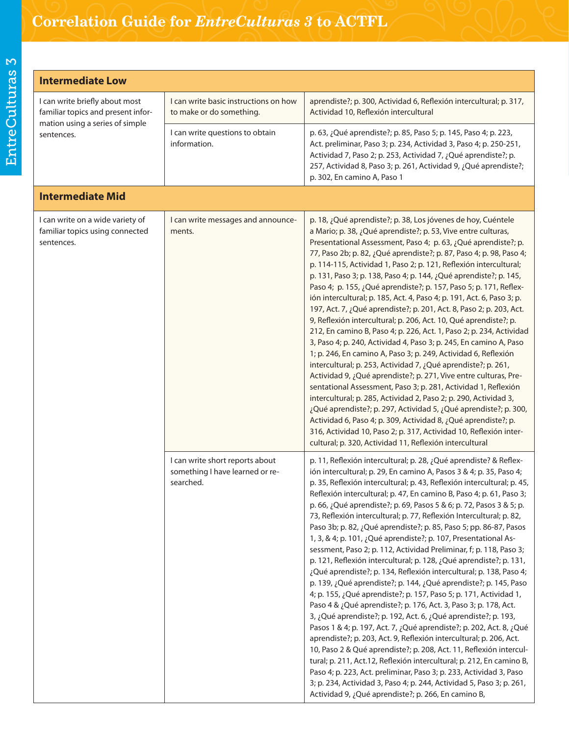# Correlation Guide for *EntreCulturas 3* to ACTFL

| Intermediate Low | | |
|---|---|---|
| I can write briefly about most familiar topics and present information using a series of simple sentences. | I can write basic instructions on how to make or do something. | aprendiste?; p. 300, Actividad 6, Reflexión intercultural; p. 317, Actividad 10, Reflexión intercultural |
| | I can write questions to obtain information. | p. 63, ¿Qué aprendiste?; p. 85, Paso 5; p. 145, Paso 4; p. 223, Act. preliminar, Paso 3; p. 234, Actividad 3, Paso 4; p. 250-251, Actividad 7, Paso 2; p. 253, Actividad 7, ¿Qué aprendiste?; p. 257, Actividad 8, Paso 3; p. 261, Actividad 9, ¿Qué aprendiste?; p. 302, En camino A, Paso 1 |
| **Intermediate Mid** | | |
| I can write on a wide variety of familiar topics using connected sentences. | I can write messages and announcements. | p. 18, ¿Qué aprendiste?; p. 38, Los jóvenes de hoy, Cuéntele a Mario; p. 38, ¿Qué aprendiste?; p. 53, Vive entre culturas, Presentational Assessment, Paso 4; p. 63, ¿Qué aprendiste?; p. 77, Paso 2b; p. 82, ¿Qué aprendiste?; p. 87, Paso 4; p. 98, Paso 4; p. 114-115, Actividad 1, Paso 2; p. 121, Reflexión intercultural; p. 131, Paso 3; p. 138, Paso 4; p. 144, ¿Qué aprendiste?; p. 145, Paso 4; p. 155, ¿Qué aprendiste?; p. 157, Paso 5; p. 171, Reflexión intercultural; p. 185, Act. 4, Paso 4; p. 191, Act. 6, Paso 3; p. 197, Act. 7, ¿Qué aprendiste?; p. 201, Act. 8, Paso 2; p. 203, Act. 9, Reflexión intercultural; p. 206, Act. 10, Qué aprendiste?; p. 212, En camino B, Paso 4; p. 226, Act. 1, Paso 2; p. 234, Actividad 3, Paso 4; p. 240, Actividad 4, Paso 3; p. 245, En camino A, Paso 1; p. 246, En camino A, Paso 3; p. 249, Actividad 6, Reflexión intercultural; p. 253, Actividad 7, ¿Qué aprendiste?; p. 261, Actividad 9, ¿Qué aprendiste?; p. 271, Vive entre culturas, Presentational Assessment, Paso 3; p. 281, Actividad 1, Reflexión intercultural; p. 285, Actividad 2, Paso 2; p. 290, Actividad 3, ¿Qué aprendiste?; p. 297, Actividad 5, ¿Qué aprendiste?; p. 300, Actividad 6, Paso 4; p. 309, Actividad 8, ¿Qué aprendiste?; p. 316, Actividad 10, Paso 2; p. 317, Actividad 10, Reflexión intercultural; p. 320, Actividad 11, Reflexión intercultural |
| | I can write short reports about something I have learned or researched. | p. 11, Reflexión intercultural; p. 28, ¿Qué aprendiste? & Reflexión intercultural; p. 29, En camino A, Pasos 3 & 4; p. 35, Paso 4; p. 35, Reflexión intercultural; p. 43, Reflexión intercultural; p. 45, Reflexión intercultural; p. 47, En camino B, Paso 4; p. 61, Paso 3; p. 66, ¿Qué aprendiste?; p. 69, Pasos 5 & 6; p. 72, Pasos 3 & 5; p. 73, Reflexión intercultural; p. 77, Reflexión Intercultural; p. 82, Paso 3b; p. 82, ¿Qué aprendiste?; p. 85, Paso 5; pp. 86-87, Pasos 1, 3, & 4; p. 101, ¿Qué aprendiste?; p. 107, Presentational Assessment, Paso 2; p. 112, Actividad Preliminar, f; p. 118, Paso 3; p. 121, Reflexión intercultural; p. 128, ¿Qué aprendiste?; p. 131, ¿Qué aprendiste?; p. 134, Reflexión intercultural; p. 138, Paso 4; p. 139, ¿Qué aprendiste?; p. 144, ¿Qué aprendiste?; p. 145, Paso 4; p. 155, ¿Qué aprendiste?; p. 157, Paso 5; p. 171, Actividad 1, Paso 4 & ¿Qué aprendiste?; p. 176, Act. 3, Paso 3; p. 178, Act. 3, ¿Qué aprendiste?; p. 192, Act. 6, ¿Qué aprendiste?; p. 193, Pasos 1 & 4; p. 197, Act. 7, ¿Qué aprendiste?; p. 202, Act. 8, ¿Qué aprendiste?; p. 203, Act. 9, Reflexión intercultural; p. 206, Act. 10, Paso 2 & Qué aprendiste?; p. 208, Act. 11, Reflexión intercultural; p. 211, Act.12, Reflexión intercultural; p. 212, En camino B, Paso 4; p. 223, Act. preliminar, Paso 3; p. 233, Actividad 3, Paso 3; p. 234, Actividad 3, Paso 4; p. 244, Actividad 5, Paso 3; p. 261, Actividad 9, ¿Qué aprendiste?; p. 266, En camino B, |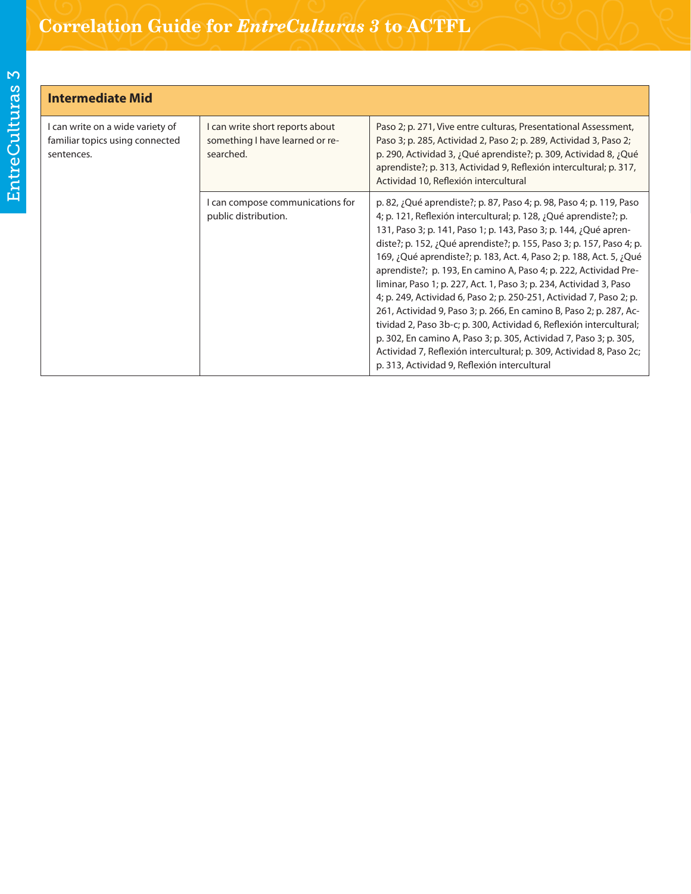| Intermediate Mid | | |
|---|---|---|
| I can write on a wide variety of familiar topics using connected sentences. | I can write short reports about something I have learned or researched. | Paso 2; p. 271, Vive entre culturas, Presentational Assessment, Paso 3; p. 285, Actividad 2, Paso 2; p. 289, Actividad 3, Paso 2; p. 290, Actividad 3, ¿Qué aprendiste?; p. 309, Actividad 8, ¿Qué aprendiste?; p. 313, Actividad 9, Reflexión intercultural; p. 317, Actividad 10, Reflexión intercultural |
| | I can compose communications for public distribution. | p. 82, ¿Qué aprendiste?; p. 87, Paso 4; p. 98, Paso 4; p. 119, Paso 4; p. 121, Reflexión intercultural; p. 128, ¿Qué aprendiste?; p. 131, Paso 3; p. 141, Paso 1; p. 143, Paso 3; p. 144, ¿Qué aprendiste?; p. 152, ¿Qué aprendiste?; p. 155, Paso 3; p. 157, Paso 4; p. 169, ¿Qué aprendiste?; p. 183, Act. 4, Paso 2; p. 188, Act. 5, ¿Qué aprendiste?; p. 193, En camino A, Paso 4; p. 222, Actividad Preliminar, Paso 1; p. 227, Act. 1, Paso 3; p. 234, Actividad 3, Paso 4; p. 249, Actividad 6, Paso 2; p. 250-251, Actividad 7, Paso 2; p. 261, Actividad 9, Paso 3; p. 266, En camino B, Paso 2; p. 287, Actividad 2, Paso 3b-c; p. 300, Actividad 6, Reflexión intercultural; p. 302, En camino A, Paso 3; p. 305, Actividad 7, Paso 3; p. 305, Actividad 7, Reflexión intercultural; p. 309, Actividad 8, Paso 2c; p. 313, Actividad 9, Reflexión intercultural |